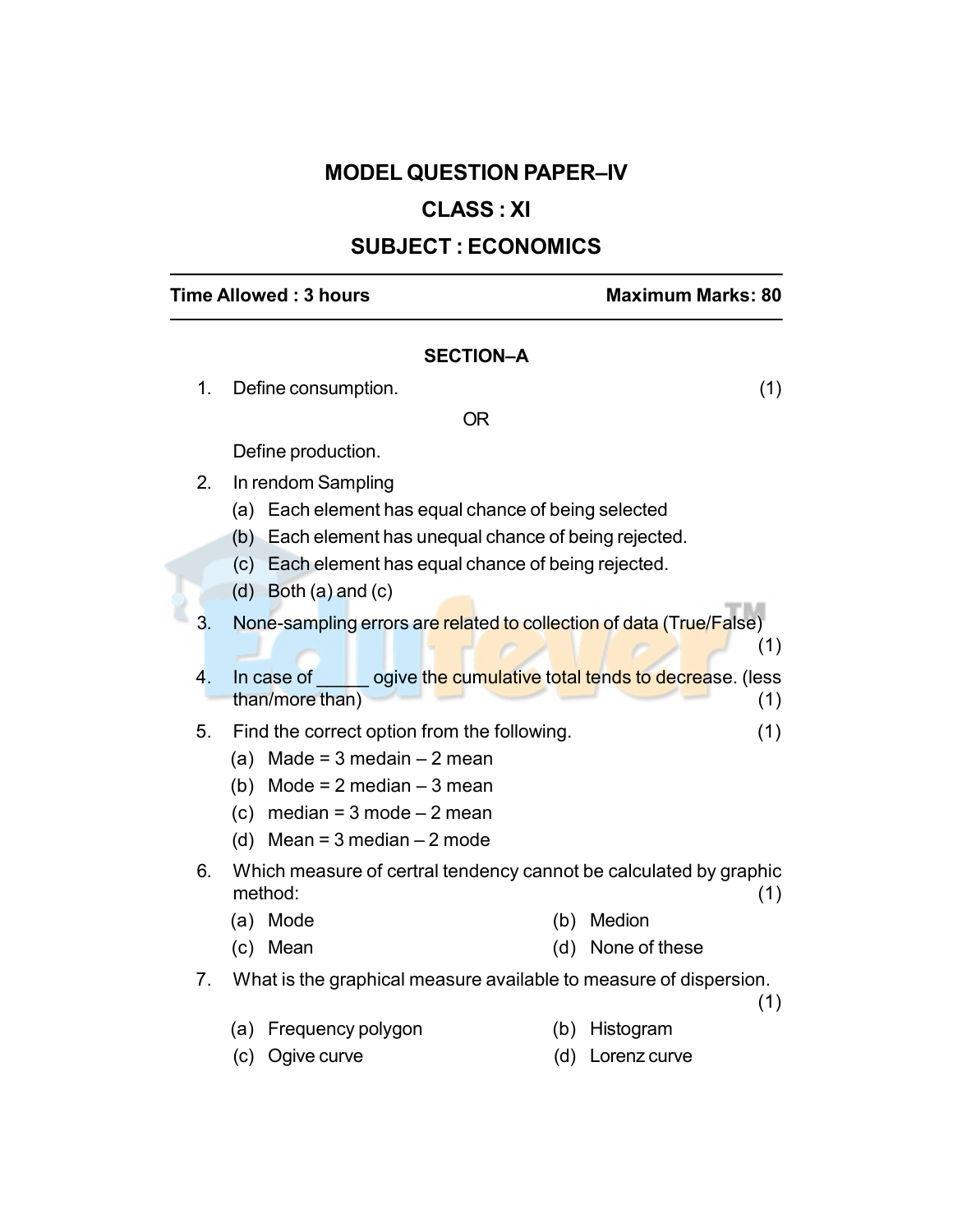# MODEL QUESTION PAPER–IV

## CLASS : XI

## SUBJECT : ECONOMICS

**Time Allowed : 3 hours** **Maximum Marks: 80**

### SECTION–A

1. Define consumption. (1)

   OR

   Define production.

2. In rendom Sampling
   - (a) Each element has equal chance of being selected
   - (b) Each element has unequal chance of being rejected.
   - (c) Each element has equal chance of being rejected.
   - (d) Both (a) and (c)

3. None-sampling errors are related to collection of data (True/False) (1)

4. In case of _____ ogive the cumulative total tends to decrease. (less than/more than) (1)

5. Find the correct option from the following. (1)
   - (a) Made = 3 medain – 2 mean
   - (b) Mode = 2 median – 3 mean
   - (c) median = 3 mode – 2 mean
   - (d) Mean = 3 median – 2 mode

6. Which measure of certral tendency cannot be calculated by graphic method: (1)
   - (a) Mode
   - (b) Medion
   - (c) Mean
   - (d) None of these

7. What is the graphical measure available to measure of dispersion. (1)
   - (a) Frequency polygon
   - (b) Histogram
   - (c) Ogive curve
   - (d) Lorenz curve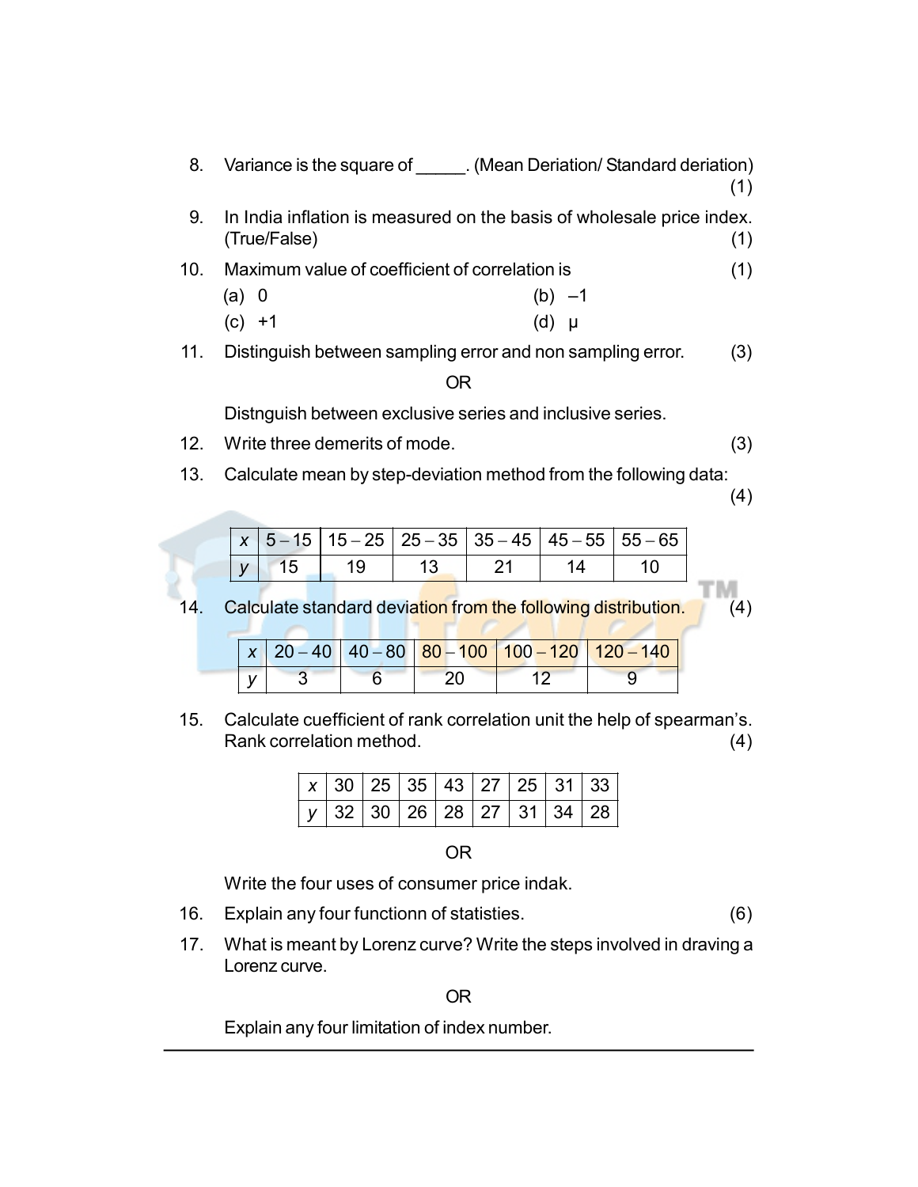8. Variance is the square of _____. (Mean Deriation/ Standard deriation) (1)

9. In India inflation is measured on the basis of wholesale price index. (True/False) (1)

10. Maximum value of coefficient of correlation is (1)

    (a) 0 (b) –1

    (c) +1 (d) μ

11. Distinguish between sampling error and non sampling error. (3)

    OR

    Distnguish between exclusive series and inclusive series.

12. Write three demerits of mode. (3)

13. Calculate mean by step-deviation method from the following data: (4)

| $x$ | 5 – 15 | 15 – 25 | 25 – 35 | 35 – 45 | 45 – 55 | 55 – 65 |
|---|---|---|---|---|---|---|
| $y$ | 15 | 19 | 13 | 21 | 14 | 10 |

14. Calculate standard deviation from the following distribution. (4)

| $x$ | 20 – 40 | 40 – 80 | 80 – 100 | 100 – 120 | 120 – 140 |
|---|---|---|---|---|---|
| $y$ | 3 | 6 | 20 | 12 | 9 |

15. Calculate cuefficient of rank correlation unit the help of spearman's. Rank correlation method. (4)

| $x$ | 30 | 25 | 35 | 43 | 27 | 25 | 31 | 33 |
|---|---|---|---|---|---|---|---|---|
| $y$ | 32 | 30 | 26 | 28 | 27 | 31 | 34 | 28 |

OR

Write the four uses of consumer price indak.

16. Explain any four functionn of statisties. (6)

17. What is meant by Lorenz curve? Write the steps involved in draving a Lorenz curve.

    OR

    Explain any four limitation of index number.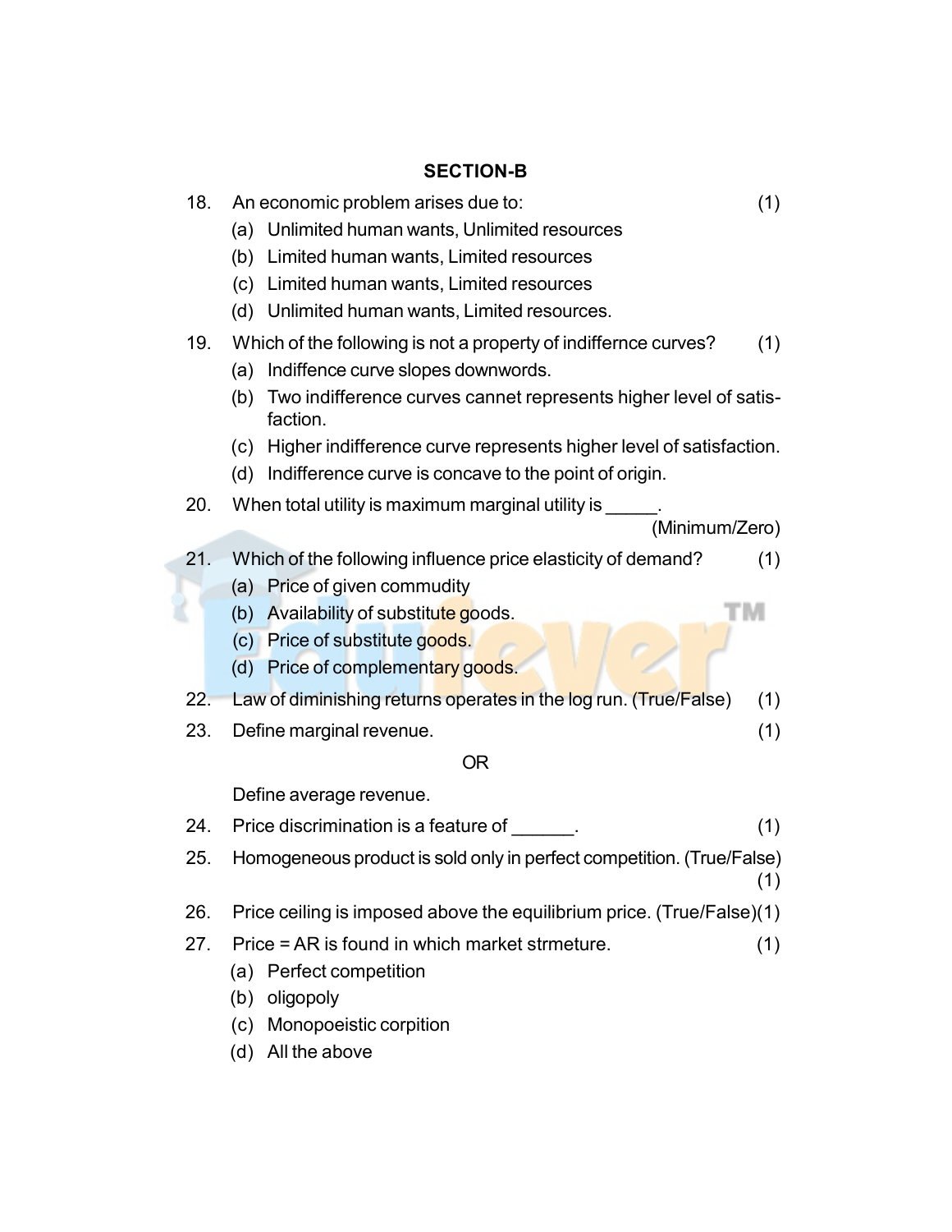## SECTION-B

18. An economic problem arises due to: (1)
    - (a) Unlimited human wants, Unlimited resources
    - (b) Limited human wants, Limited resources
    - (c) Limited human wants, Limited resources
    - (d) Unlimited human wants, Limited resources.

19. Which of the following is not a property of indiffernce curves? (1)
    - (a) Indiffence curve slopes downwords.
    - (b) Two indifference curves cannet represents higher level of satisfaction.
    - (c) Higher indifference curve represents higher level of satisfaction.
    - (d) Indifference curve is concave to the point of origin.

20. When total utility is maximum marginal utility is _____. (Minimum/Zero)

21. Which of the following influence price elasticity of demand? (1)
    - (a) Price of given commudity
    - (b) Availability of substitute goods.
    - (c) Price of substitute goods.
    - (d) Price of complementary goods.

22. Law of diminishing returns operates in the log run. (True/False) (1)

23. Define marginal revenue. (1)

    OR

    Define average revenue.

24. Price discrimination is a feature of ______. (1)

25. Homogeneous product is sold only in perfect competition. (True/False) (1)

26. Price ceiling is imposed above the equilibrium price. (True/False)(1)

27. Price = AR is found in which market strmeture. (1)
    - (a) Perfect competition
    - (b) oligopoly
    - (c) Monopoeistic corpition
    - (d) All the above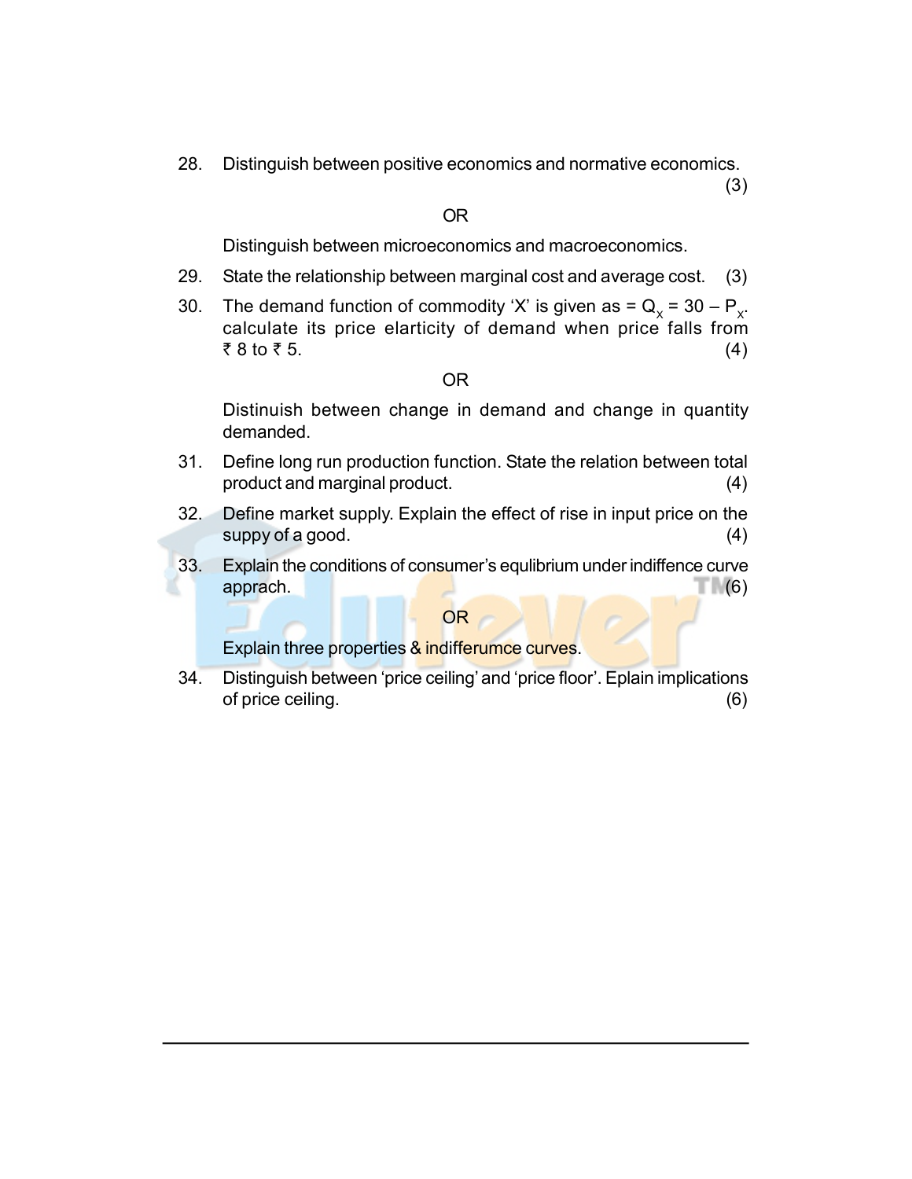28. Distinguish between positive economics and normative economics. (3)

OR

Distinguish between microeconomics and macroeconomics.

29. State the relationship between marginal cost and average cost. (3)

30. The demand function of commodity 'X' is given as = $Q_x = 30 - P_x$. calculate its price elarticity of demand when price falls from ₹ 8 to ₹ 5. (4)

OR

Distinuish between change in demand and change in quantity demanded.

31. Define long run production function. State the relation between total product and marginal product. (4)

32. Define market supply. Explain the effect of rise in input price on the suppy of a good. (4)

33. Explain the conditions of consumer's equlibrium under indiffence curve apprach. (6)

OR

Explain three properties & indifferumce curves.

34. Distinguish between 'price ceiling' and 'price floor'. Eplain implications of price ceiling. (6)